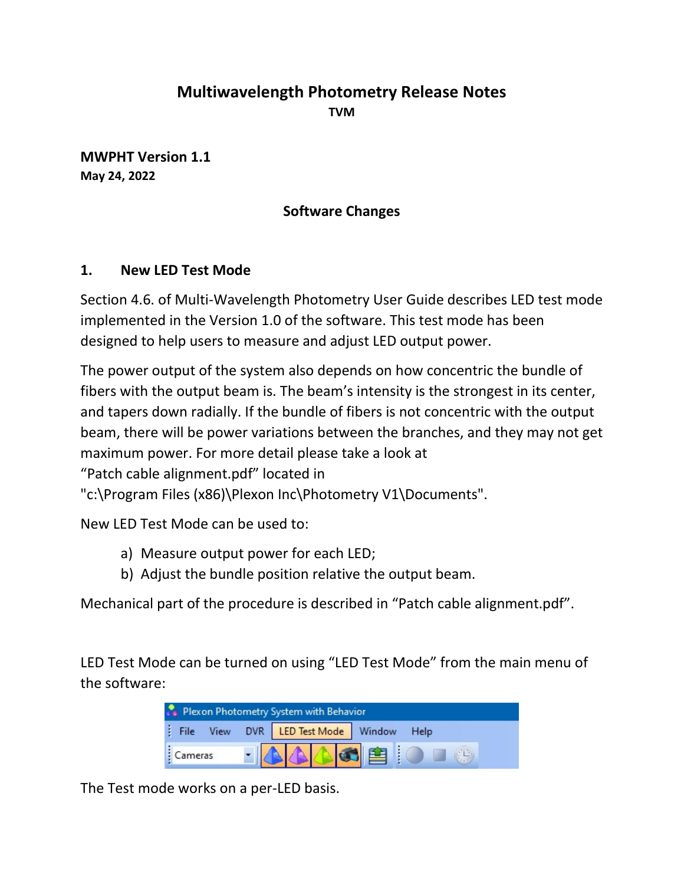# Multiwavelength Photometry Release Notes

**TVM**

**MWPHT Version 1.1**

**May 24, 2022**

## Software Changes

### 1. New LED Test Mode

Section 4.6. of Multi-Wavelength Photometry User Guide describes LED test mode implemented in the Version 1.0 of the software. This test mode has been designed to help users to measure and adjust LED output power.

The power output of the system also depends on how concentric the bundle of fibers with the output beam is. The beam's intensity is the strongest in its center, and tapers down radially. If the bundle of fibers is not concentric with the output beam, there will be power variations between the branches, and they may not get maximum power. For more detail please take a look at "Patch cable alignment.pdf" located in "c:\Program Files (x86)\Plexon Inc\Photometry V1\Documents".

New LED Test Mode can be used to:

a) Measure output power for each LED;
b) Adjust the bundle position relative the output beam.

Mechanical part of the procedure is described in "Patch cable alignment.pdf".

LED Test Mode can be turned on using "LED Test Mode" from the main menu of the software:

Plexon Photometry System with Behavior

File View DVR LED Test Mode Window Help

Cameras

The Test mode works on a per-LED basis.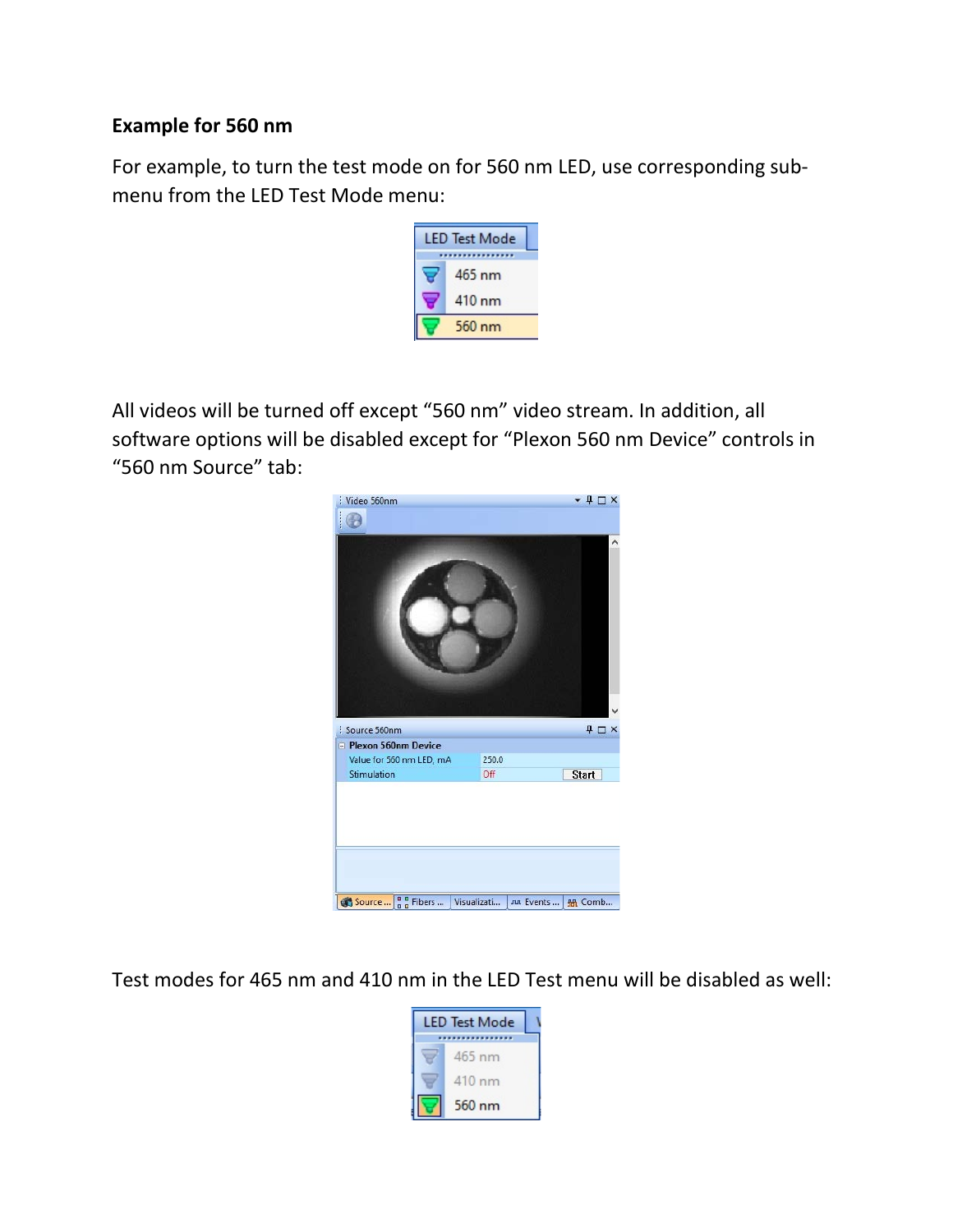**Example for 560 nm**

For example, to turn the test mode on for 560 nm LED, use corresponding sub-menu from the LED Test Mode menu:

All videos will be turned off except “560 nm” video stream. In addition, all software options will be disabled except for “Plexon 560 nm Device” controls in “560 nm Source” tab:

Test modes for 465 nm and 410 nm in the LED Test menu will be disabled as well: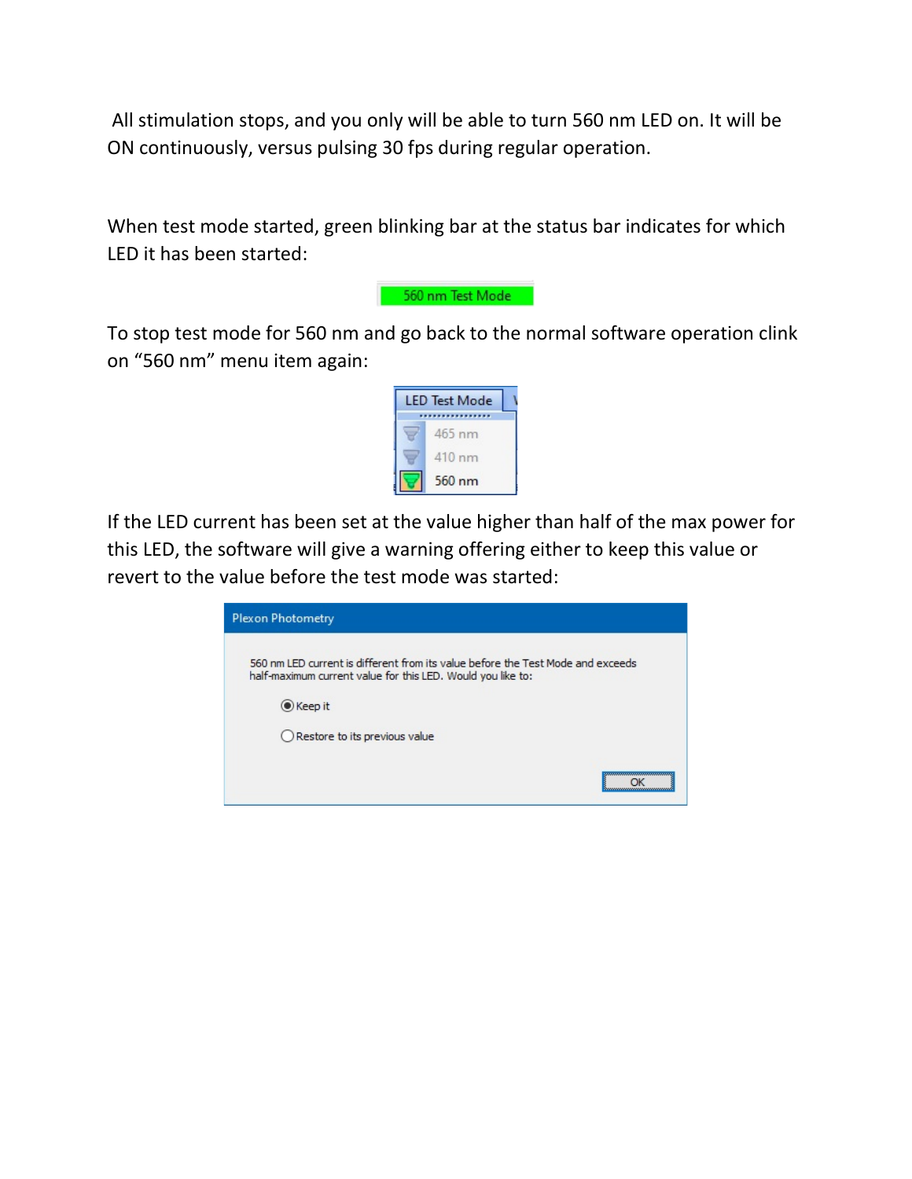All stimulation stops, and you only will be able to turn 560 nm LED on. It will be ON continuously, versus pulsing 30 fps during regular operation.

When test mode started, green blinking bar at the status bar indicates for which LED it has been started:

560 nm Test Mode

To stop test mode for 560 nm and go back to the normal software operation clink on "560 nm" menu item again:

LED Test Mode

465 nm

410 nm

560 nm

If the LED current has been set at the value higher than half of the max power for this LED, the software will give a warning offering either to keep this value or revert to the value before the test mode was started:

Plexon Photometry

560 nm LED current is different from its value before the Test Mode and exceeds half-maximum current value for this LED. Would you like to:

Keep it

Restore to its previous value

OK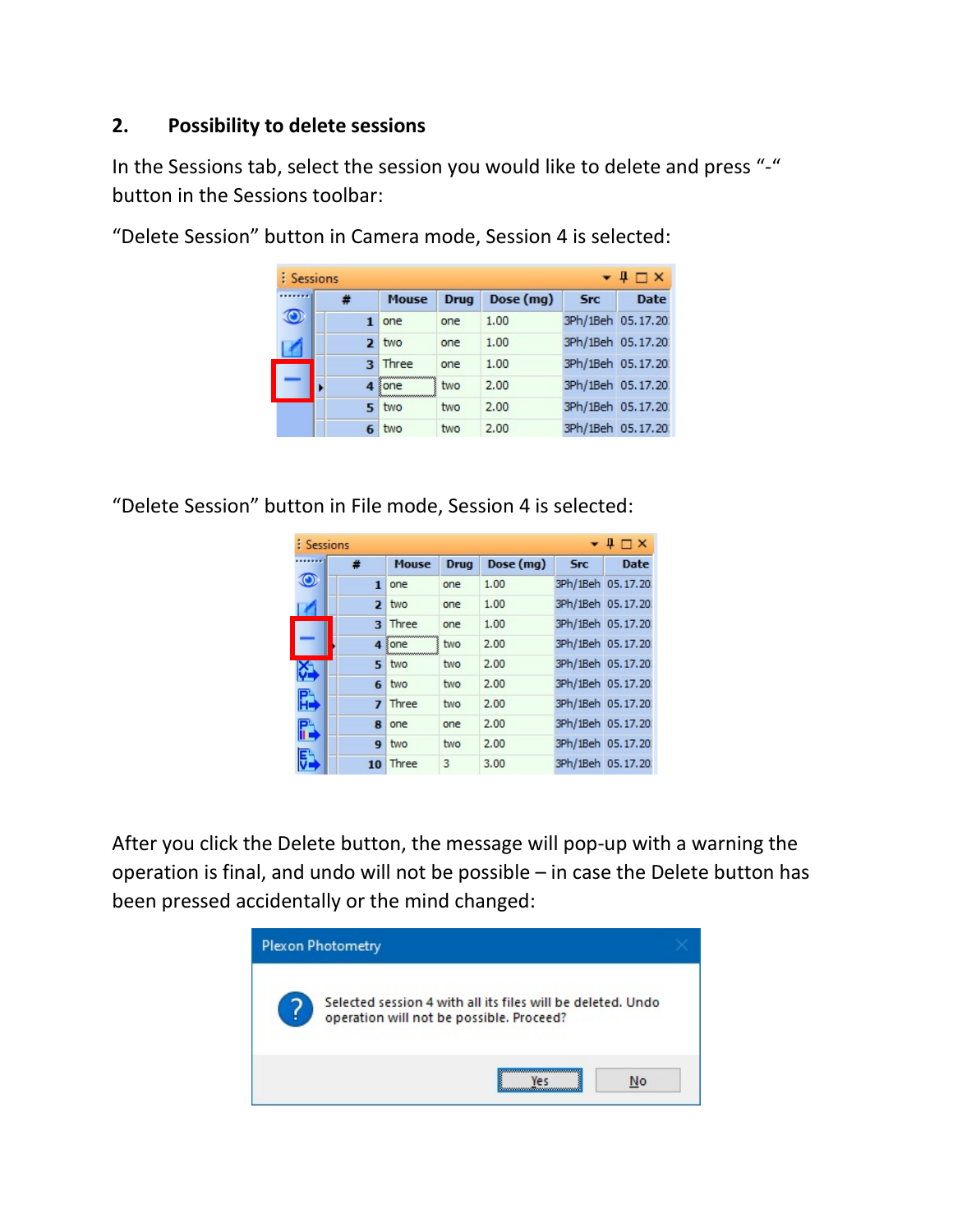## 2. Possibility to delete sessions

In the Sessions tab, select the session you would like to delete and press "-" button in the Sessions toolbar:

"Delete Session" button in Camera mode, Session 4 is selected:

Sessions

| # | Mouse | Drug | Dose (mg) | Src | Date |
|---|---|---|---|---|---|
| 1 | one | one | 1.00 | 3Ph/1Beh | 05.17.20 |
| 2 | two | one | 1.00 | 3Ph/1Beh | 05.17.20 |
| 3 | Three | one | 1.00 | 3Ph/1Beh | 05.17.20 |
| 4 | one | two | 2.00 | 3Ph/1Beh | 05.17.20 |
| 5 | two | two | 2.00 | 3Ph/1Beh | 05.17.20 |
| 6 | two | two | 2.00 | 3Ph/1Beh | 05.17.20 |

"Delete Session" button in File mode, Session 4 is selected:

Sessions

| # | Mouse | Drug | Dose (mg) | Src | Date |
|---|---|---|---|---|---|
| 1 | one | one | 1.00 | 3Ph/1Beh | 05.17.20 |
| 2 | two | one | 1.00 | 3Ph/1Beh | 05.17.20 |
| 3 | Three | one | 1.00 | 3Ph/1Beh | 05.17.20 |
| 4 | one | two | 2.00 | 3Ph/1Beh | 05.17.20 |
| 5 | two | two | 2.00 | 3Ph/1Beh | 05.17.20 |
| 6 | two | two | 2.00 | 3Ph/1Beh | 05.17.20 |
| 7 | Three | two | 2.00 | 3Ph/1Beh | 05.17.20 |
| 8 | one | one | 2.00 | 3Ph/1Beh | 05.17.20 |
| 9 | two | two | 2.00 | 3Ph/1Beh | 05.17.20 |
| 10 | Three | 3 | 3.00 | 3Ph/1Beh | 05.17.20 |

After you click the Delete button, the message will pop-up with a warning the operation is final, and undo will not be possible – in case the Delete button has been pressed accidentally or the mind changed:

Plexon Photometry

Selected session 4 with all its files will be deleted. Undo operation will not be possible. Proceed?

Yes No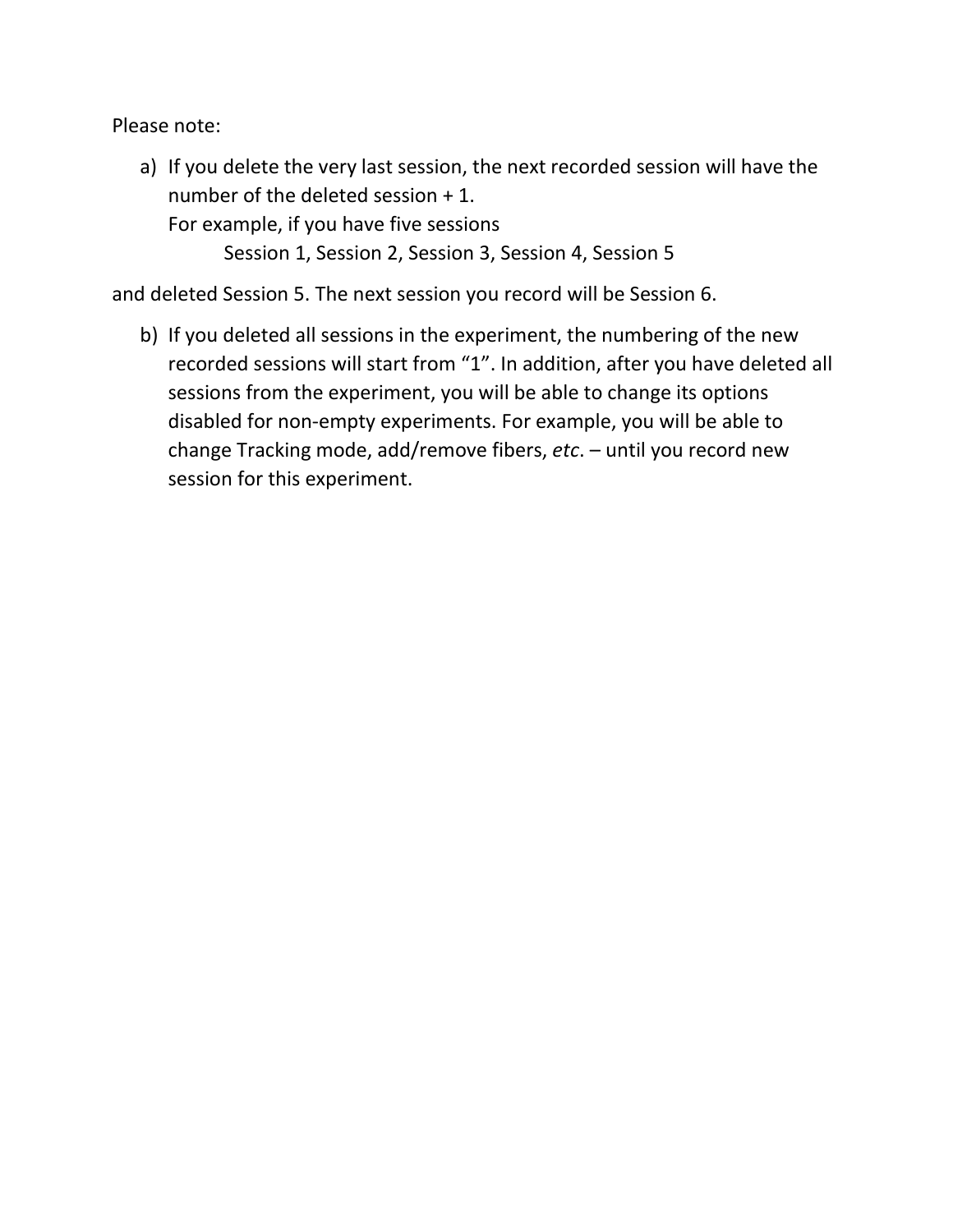Please note:

a) If you delete the very last session, the next recorded session will have the number of the deleted session + 1.
   For example, if you have five sessions

   Session 1, Session 2, Session 3, Session 4, Session 5

and deleted Session 5. The next session you record will be Session 6.

b) If you deleted all sessions in the experiment, the numbering of the new recorded sessions will start from "1". In addition, after you have deleted all sessions from the experiment, you will be able to change its options disabled for non-empty experiments. For example, you will be able to change Tracking mode, add/remove fibers, *etc*. – until you record new session for this experiment.